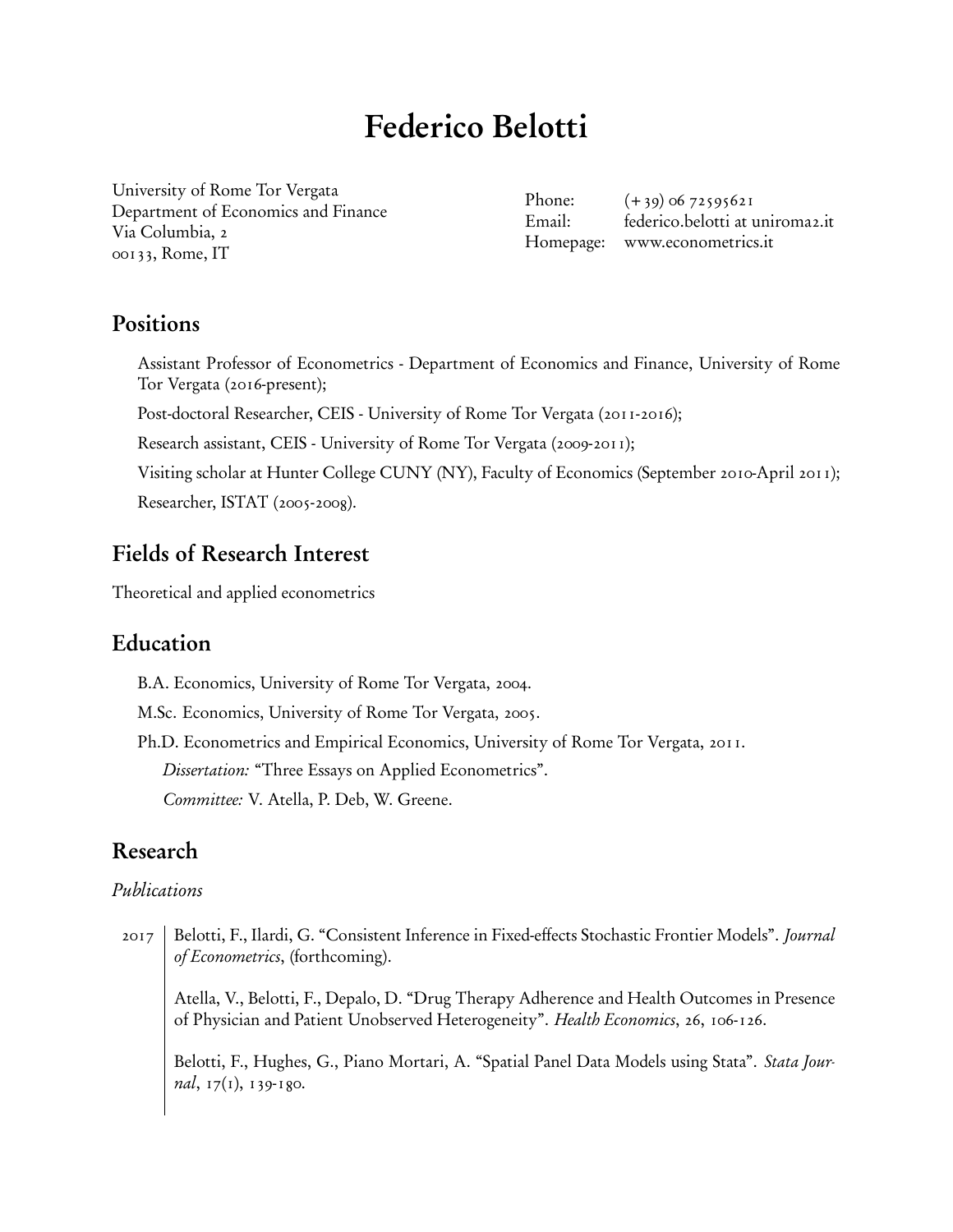# Federico Belotti

University of Rome Tor Vergata
Department of Economics and Finance
Via Columbia, 2
00133, Rome, IT

Phone: (+39) 06 72595621
Email: federico.belotti at uniroma2.it
Homepage: www.econometrics.it

## Positions

Assistant Professor of Econometrics - Department of Economics and Finance, University of Rome Tor Vergata (2016-present);

Post-doctoral Researcher, CEIS - University of Rome Tor Vergata (2011-2016);

Research assistant, CEIS - University of Rome Tor Vergata (2009-2011);

Visiting scholar at Hunter College CUNY (NY), Faculty of Economics (September 2010-April 2011);

Researcher, ISTAT (2005-2008).

## Fields of Research Interest

Theoretical and applied econometrics

## Education

B.A. Economics, University of Rome Tor Vergata, 2004.

M.Sc. Economics, University of Rome Tor Vergata, 2005.

Ph.D. Econometrics and Empirical Economics, University of Rome Tor Vergata, 2011.

*Dissertation:* "Three Essays on Applied Econometrics".

*Committee:* V. Atella, P. Deb, W. Greene.

## Research

*Publications*

2017

Belotti, F., Ilardi, G. "Consistent Inference in Fixed-effects Stochastic Frontier Models". *Journal of Econometrics*, (forthcoming).

Atella, V., Belotti, F., Depalo, D. "Drug Therapy Adherence and Health Outcomes in Presence of Physician and Patient Unobserved Heterogeneity". *Health Economics*, 26, 106-126.

Belotti, F., Hughes, G., Piano Mortari, A. "Spatial Panel Data Models using Stata". *Stata Journal*, 17(1), 139-180.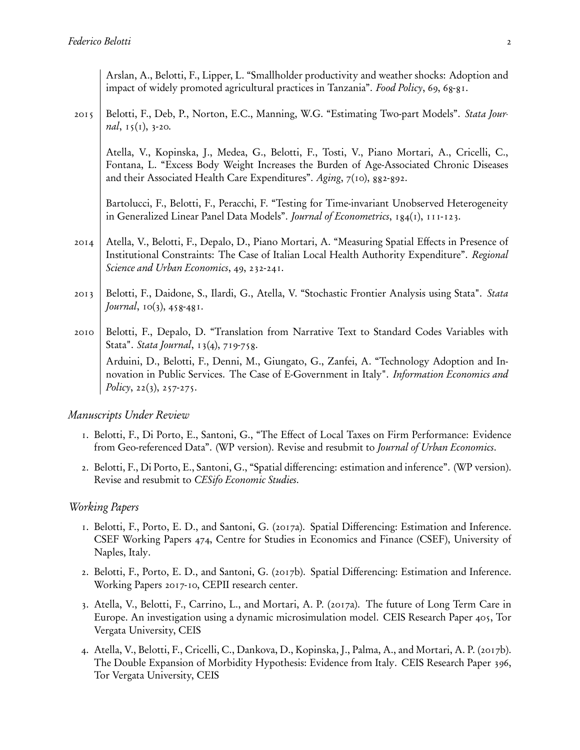Arslan, A., Belotti, F., Lipper, L. "Smallholder productivity and weather shocks: Adoption and impact of widely promoted agricultural practices in Tanzania". *Food Policy*, 69, 68-81.

2015 Belotti, F., Deb, P., Norton, E.C., Manning, W.G. "Estimating Two-part Models". *Stata Journal*, 15(1), 3-20.

Atella, V., Kopinska, J., Medea, G., Belotti, F., Tosti, V., Piano Mortari, A., Cricelli, C., Fontana, L. "Excess Body Weight Increases the Burden of Age-Associated Chronic Diseases and their Associated Health Care Expenditures". *Aging*, 7(10), 882-892.

Bartolucci, F., Belotti, F., Peracchi, F. "Testing for Time-invariant Unobserved Heterogeneity in Generalized Linear Panel Data Models". *Journal of Econometrics*, 184(1), 111-123.

2014 Atella, V., Belotti, F., Depalo, D., Piano Mortari, A. "Measuring Spatial Effects in Presence of Institutional Constraints: The Case of Italian Local Health Authority Expenditure". *Regional Science and Urban Economics*, 49, 232-241.

2013 Belotti, F., Daidone, S., Ilardi, G., Atella, V. "Stochastic Frontier Analysis using Stata". *Stata Journal*, 10(3), 458-481.

2010 Belotti, F., Depalo, D. "Translation from Narrative Text to Standard Codes Variables with Stata". *Stata Journal*, 13(4), 719-758.

Arduini, D., Belotti, F., Denni, M., Giungato, G., Zanfei, A. "Technology Adoption and Innovation in Public Services. The Case of E-Government in Italy". *Information Economics and Policy*, 22(3), 257-275.

### *Manuscripts Under Review*

1. Belotti, F., Di Porto, E., Santoni, G., "The Effect of Local Taxes on Firm Performance: Evidence from Geo-referenced Data". (WP version). Revise and resubmit to *Journal of Urban Economics*.
2. Belotti, F., Di Porto, E., Santoni, G., "Spatial differencing: estimation and inference". (WP version). Revise and resubmit to *CESifo Economic Studies*.

### *Working Papers*

1. Belotti, F., Porto, E. D., and Santoni, G. (2017a). Spatial Differencing: Estimation and Inference. CSEF Working Papers 474, Centre for Studies in Economics and Finance (CSEF), University of Naples, Italy.
2. Belotti, F., Porto, E. D., and Santoni, G. (2017b). Spatial Differencing: Estimation and Inference. Working Papers 2017-10, CEPII research center.
3. Atella, V., Belotti, F., Carrino, L., and Mortari, A. P. (2017a). The future of Long Term Care in Europe. An investigation using a dynamic microsimulation model. CEIS Research Paper 405, Tor Vergata University, CEIS
4. Atella, V., Belotti, F., Cricelli, C., Dankova, D., Kopinska, J., Palma, A., and Mortari, A. P. (2017b). The Double Expansion of Morbidity Hypothesis: Evidence from Italy. CEIS Research Paper 396, Tor Vergata University, CEIS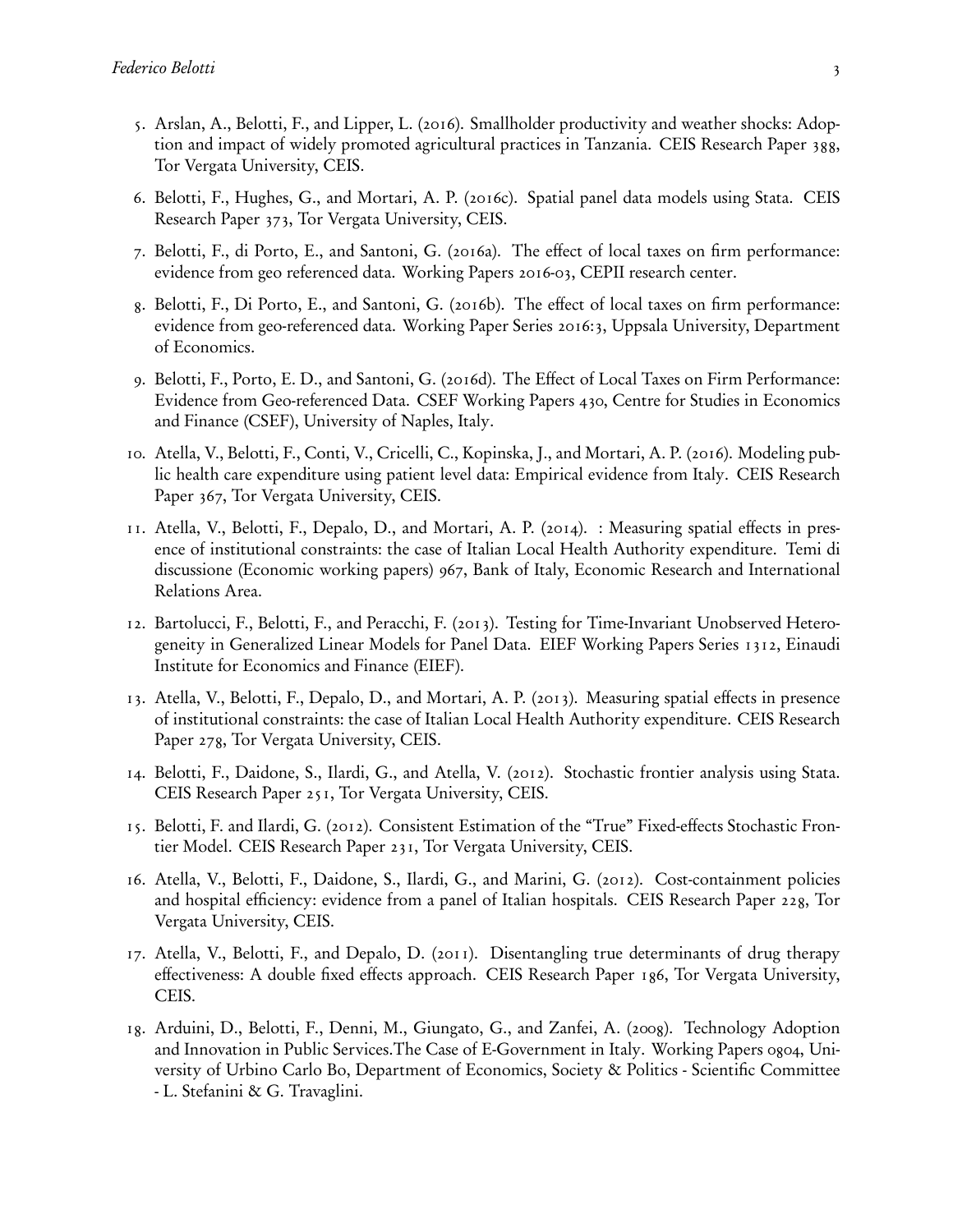5. Arslan, A., Belotti, F., and Lipper, L. (2016). Smallholder productivity and weather shocks: Adoption and impact of widely promoted agricultural practices in Tanzania. CEIS Research Paper 388, Tor Vergata University, CEIS.
6. Belotti, F., Hughes, G., and Mortari, A. P. (2016c). Spatial panel data models using Stata. CEIS Research Paper 373, Tor Vergata University, CEIS.
7. Belotti, F., di Porto, E., and Santoni, G. (2016a). The effect of local taxes on firm performance: evidence from geo referenced data. Working Papers 2016-03, CEPII research center.
8. Belotti, F., Di Porto, E., and Santoni, G. (2016b). The effect of local taxes on firm performance: evidence from geo-referenced data. Working Paper Series 2016:3, Uppsala University, Department of Economics.
9. Belotti, F., Porto, E. D., and Santoni, G. (2016d). The Effect of Local Taxes on Firm Performance: Evidence from Geo-referenced Data. CSEF Working Papers 430, Centre for Studies in Economics and Finance (CSEF), University of Naples, Italy.
10. Atella, V., Belotti, F., Conti, V., Cricelli, C., Kopinska, J., and Mortari, A. P. (2016). Modeling public health care expenditure using patient level data: Empirical evidence from Italy. CEIS Research Paper 367, Tor Vergata University, CEIS.
11. Atella, V., Belotti, F., Depalo, D., and Mortari, A. P. (2014). : Measuring spatial effects in presence of institutional constraints: the case of Italian Local Health Authority expenditure. Temi di discussione (Economic working papers) 967, Bank of Italy, Economic Research and International Relations Area.
12. Bartolucci, F., Belotti, F., and Peracchi, F. (2013). Testing for Time-Invariant Unobserved Heterogeneity in Generalized Linear Models for Panel Data. EIEF Working Papers Series 1312, Einaudi Institute for Economics and Finance (EIEF).
13. Atella, V., Belotti, F., Depalo, D., and Mortari, A. P. (2013). Measuring spatial effects in presence of institutional constraints: the case of Italian Local Health Authority expenditure. CEIS Research Paper 278, Tor Vergata University, CEIS.
14. Belotti, F., Daidone, S., Ilardi, G., and Atella, V. (2012). Stochastic frontier analysis using Stata. CEIS Research Paper 251, Tor Vergata University, CEIS.
15. Belotti, F. and Ilardi, G. (2012). Consistent Estimation of the "True" Fixed-effects Stochastic Frontier Model. CEIS Research Paper 231, Tor Vergata University, CEIS.
16. Atella, V., Belotti, F., Daidone, S., Ilardi, G., and Marini, G. (2012). Cost-containment policies and hospital efficiency: evidence from a panel of Italian hospitals. CEIS Research Paper 228, Tor Vergata University, CEIS.
17. Atella, V., Belotti, F., and Depalo, D. (2011). Disentangling true determinants of drug therapy effectiveness: A double fixed effects approach. CEIS Research Paper 186, Tor Vergata University, CEIS.
18. Arduini, D., Belotti, F., Denni, M., Giungato, G., and Zanfei, A. (2008). Technology Adoption and Innovation in Public Services.The Case of E-Government in Italy. Working Papers 0804, University of Urbino Carlo Bo, Department of Economics, Society & Politics - Scientific Committee - L. Stefanini & G. Travaglini.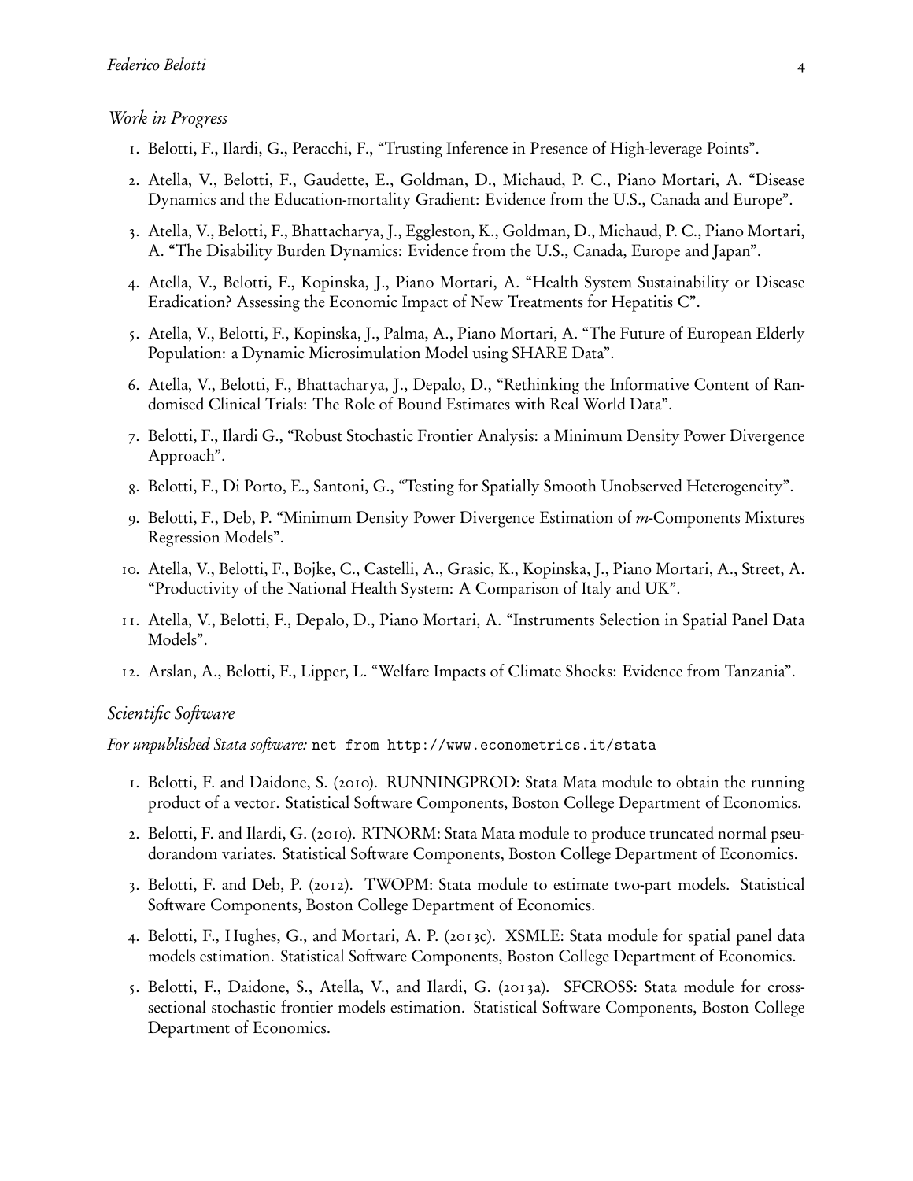### *Work in Progress*

1. Belotti, F., Ilardi, G., Peracchi, F., "Trusting Inference in Presence of High-leverage Points".
2. Atella, V., Belotti, F., Gaudette, E., Goldman, D., Michaud, P. C., Piano Mortari, A. "Disease Dynamics and the Education-mortality Gradient: Evidence from the U.S., Canada and Europe".
3. Atella, V., Belotti, F., Bhattacharya, J., Eggleston, K., Goldman, D., Michaud, P. C., Piano Mortari, A. "The Disability Burden Dynamics: Evidence from the U.S., Canada, Europe and Japan".
4. Atella, V., Belotti, F., Kopinska, J., Piano Mortari, A. "Health System Sustainability or Disease Eradication? Assessing the Economic Impact of New Treatments for Hepatitis C".
5. Atella, V., Belotti, F., Kopinska, J., Palma, A., Piano Mortari, A. "The Future of European Elderly Population: a Dynamic Microsimulation Model using SHARE Data".
6. Atella, V., Belotti, F., Bhattacharya, J., Depalo, D., "Rethinking the Informative Content of Randomised Clinical Trials: The Role of Bound Estimates with Real World Data".
7. Belotti, F., Ilardi G., "Robust Stochastic Frontier Analysis: a Minimum Density Power Divergence Approach".
8. Belotti, F., Di Porto, E., Santoni, G., "Testing for Spatially Smooth Unobserved Heterogeneity".
9. Belotti, F., Deb, P. "Minimum Density Power Divergence Estimation of *m*-Components Mixtures Regression Models".
10. Atella, V., Belotti, F., Bojke, C., Castelli, A., Grasic, K., Kopinska, J., Piano Mortari, A., Street, A. "Productivity of the National Health System: A Comparison of Italy and UK".
11. Atella, V., Belotti, F., Depalo, D., Piano Mortari, A. "Instruments Selection in Spatial Panel Data Models".
12. Arslan, A., Belotti, F., Lipper, L. "Welfare Impacts of Climate Shocks: Evidence from Tanzania".

### *Scientific Software*

*For unpublished Stata software:* `net from http://www.econometrics.it/stata`

1. Belotti, F. and Daidone, S. (2010). RUNNINGPROD: Stata Mata module to obtain the running product of a vector. Statistical Software Components, Boston College Department of Economics.
2. Belotti, F. and Ilardi, G. (2010). RTNORM: Stata Mata module to produce truncated normal pseudorandom variates. Statistical Software Components, Boston College Department of Economics.
3. Belotti, F. and Deb, P. (2012). TWOPM: Stata module to estimate two-part models. Statistical Software Components, Boston College Department of Economics.
4. Belotti, F., Hughes, G., and Mortari, A. P. (2013c). XSMLE: Stata module for spatial panel data models estimation. Statistical Software Components, Boston College Department of Economics.
5. Belotti, F., Daidone, S., Atella, V., and Ilardi, G. (2013a). SFCROSS: Stata module for cross-sectional stochastic frontier models estimation. Statistical Software Components, Boston College Department of Economics.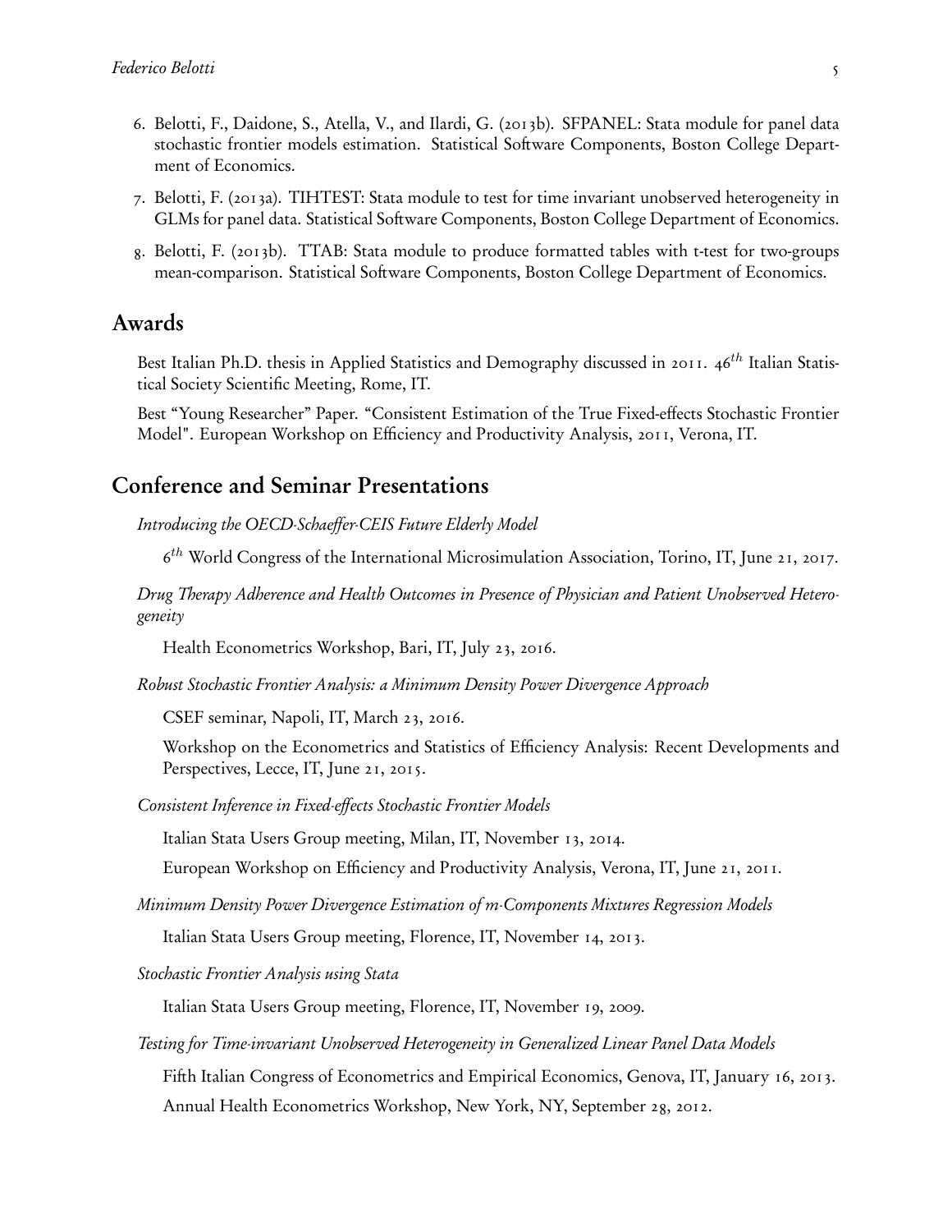6. Belotti, F., Daidone, S., Atella, V., and Ilardi, G. (2013b). SFPANEL: Stata module for panel data stochastic frontier models estimation. Statistical Software Components, Boston College Department of Economics.
7. Belotti, F. (2013a). TIHTEST: Stata module to test for time invariant unobserved heterogeneity in GLMs for panel data. Statistical Software Components, Boston College Department of Economics.
8. Belotti, F. (2013b). TTAB: Stata module to produce formatted tables with t-test for two-groups mean-comparison. Statistical Software Components, Boston College Department of Economics.

## Awards

Best Italian Ph.D. thesis in Applied Statistics and Demography discussed in 2011. $46^{th}$ Italian Statistical Society Scientific Meeting, Rome, IT.

Best "Young Researcher" Paper. "Consistent Estimation of the True Fixed-effects Stochastic Frontier Model". European Workshop on Efficiency and Productivity Analysis, 2011, Verona, IT.

## Conference and Seminar Presentations

*Introducing the OECD-Schaeffer-CEIS Future Elderly Model*

$6^{th}$ World Congress of the International Microsimulation Association, Torino, IT, June 21, 2017.

*Drug Therapy Adherence and Health Outcomes in Presence of Physician and Patient Unobserved Heterogeneity*

Health Econometrics Workshop, Bari, IT, July 23, 2016.

*Robust Stochastic Frontier Analysis: a Minimum Density Power Divergence Approach*

CSEF seminar, Napoli, IT, March 23, 2016.

Workshop on the Econometrics and Statistics of Efficiency Analysis: Recent Developments and Perspectives, Lecce, IT, June 21, 2015.

*Consistent Inference in Fixed-effects Stochastic Frontier Models*

Italian Stata Users Group meeting, Milan, IT, November 13, 2014.

European Workshop on Efficiency and Productivity Analysis, Verona, IT, June 21, 2011.

*Minimum Density Power Divergence Estimation of m-Components Mixtures Regression Models*

Italian Stata Users Group meeting, Florence, IT, November 14, 2013.

*Stochastic Frontier Analysis using Stata*

Italian Stata Users Group meeting, Florence, IT, November 19, 2009.

*Testing for Time-invariant Unobserved Heterogeneity in Generalized Linear Panel Data Models*

Fifth Italian Congress of Econometrics and Empirical Economics, Genova, IT, January 16, 2013.

Annual Health Econometrics Workshop, New York, NY, September 28, 2012.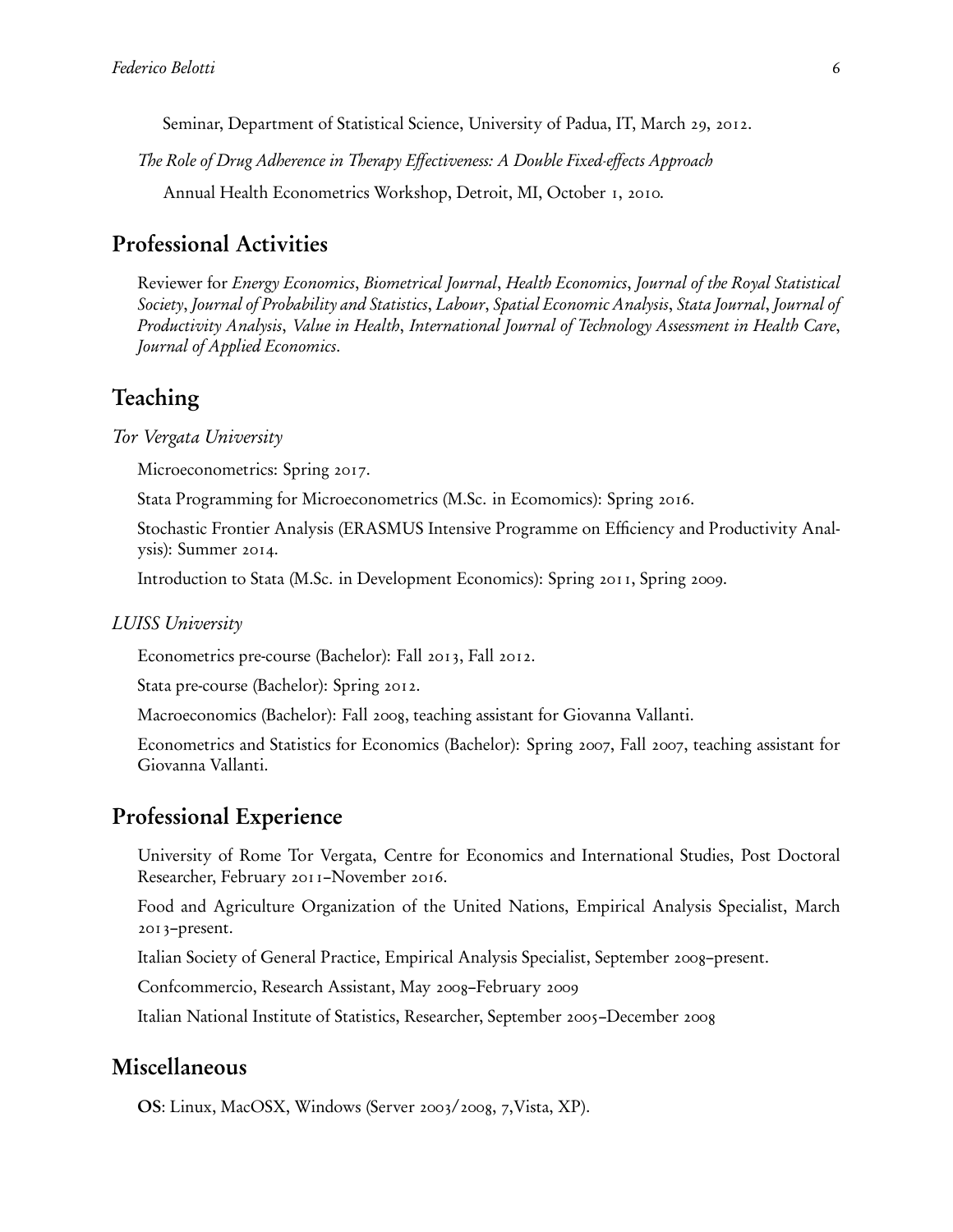Seminar, Department of Statistical Science, University of Padua, IT, March 29, 2012.

*The Role of Drug Adherence in Therapy Effectiveness: A Double Fixed-effects Approach*

Annual Health Econometrics Workshop, Detroit, MI, October 1, 2010.

## Professional Activities

Reviewer for *Energy Economics*, *Biometrical Journal*, *Health Economics*, *Journal of the Royal Statistical Society*, *Journal of Probability and Statistics*, *Labour*, *Spatial Economic Analysis*, *Stata Journal*, *Journal of Productivity Analysis*, *Value in Health*, *International Journal of Technology Assessment in Health Care*, *Journal of Applied Economics*.

## Teaching

*Tor Vergata University*

Microeconometrics: Spring 2017.

Stata Programming for Microeconometrics (M.Sc. in Ecomomics): Spring 2016.

Stochastic Frontier Analysis (ERASMUS Intensive Programme on Efficiency and Productivity Analysis): Summer 2014.

Introduction to Stata (M.Sc. in Development Economics): Spring 2011, Spring 2009.

*LUISS University*

Econometrics pre-course (Bachelor): Fall 2013, Fall 2012.

Stata pre-course (Bachelor): Spring 2012.

Macroeconomics (Bachelor): Fall 2008, teaching assistant for Giovanna Vallanti.

Econometrics and Statistics for Economics (Bachelor): Spring 2007, Fall 2007, teaching assistant for Giovanna Vallanti.

## Professional Experience

University of Rome Tor Vergata, Centre for Economics and International Studies, Post Doctoral Researcher, February 2011–November 2016.

Food and Agriculture Organization of the United Nations, Empirical Analysis Specialist, March 2013–present.

Italian Society of General Practice, Empirical Analysis Specialist, September 2008–present.

Confcommercio, Research Assistant, May 2008–February 2009

Italian National Institute of Statistics, Researcher, September 2005–December 2008

## Miscellaneous

**OS**: Linux, MacOSX, Windows (Server 2003/2008, 7,Vista, XP).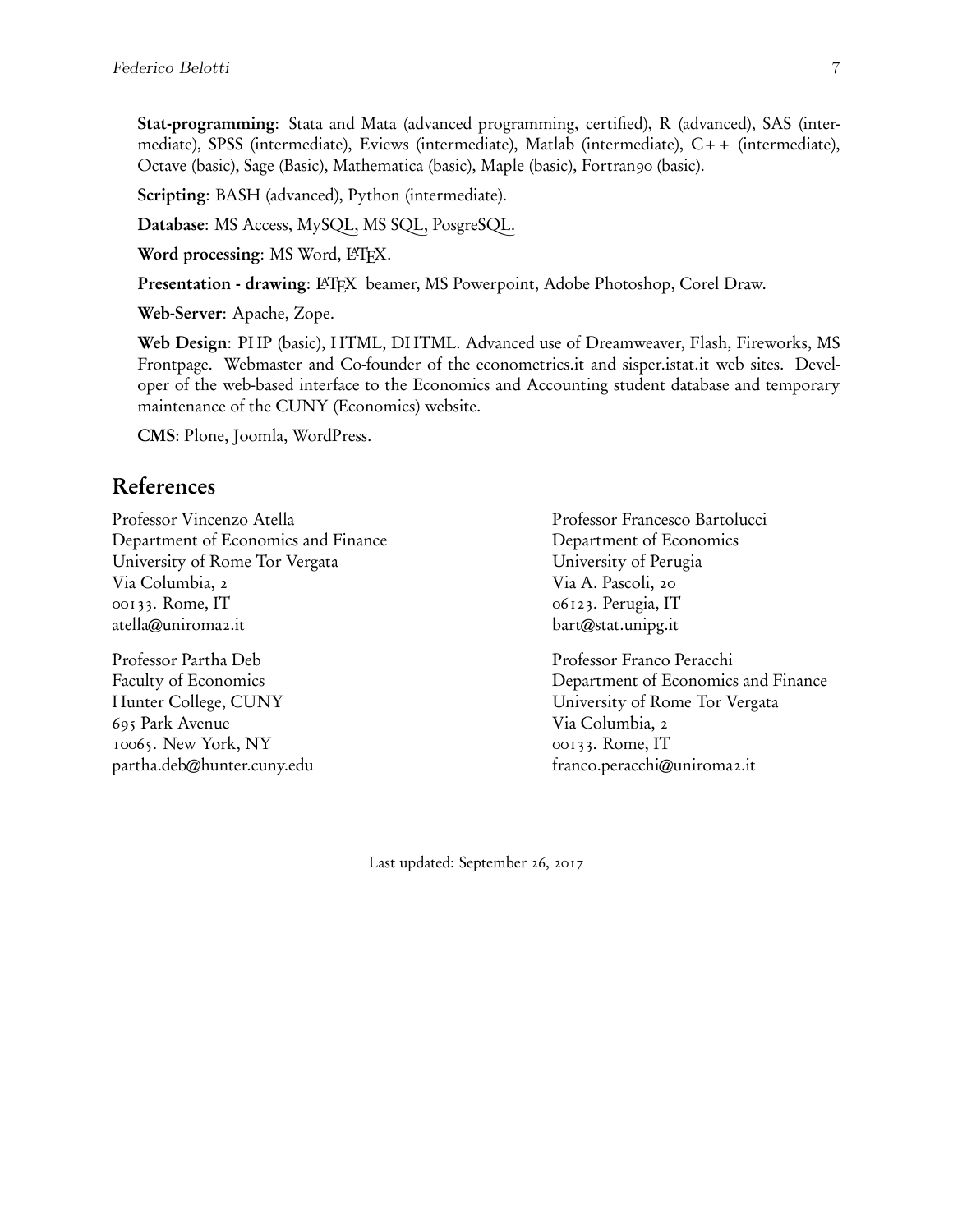**Stat-programming**: Stata and Mata (advanced programming, certified), R (advanced), SAS (intermediate), SPSS (intermediate), Eviews (intermediate), Matlab (intermediate), C++ (intermediate), Octave (basic), Sage (Basic), Mathematica (basic), Maple (basic), Fortran90 (basic).

**Scripting**: BASH (advanced), Python (intermediate).

**Database**: MS Access, MySQL, MS SQL, PosgreSQL.

**Word processing**: MS Word, LaTeX.

**Presentation - drawing**: LaTeX beamer, MS Powerpoint, Adobe Photoshop, Corel Draw.

**Web-Server**: Apache, Zope.

**Web Design**: PHP (basic), HTML, DHTML. Advanced use of Dreamweaver, Flash, Fireworks, MS Frontpage. Webmaster and Co-founder of the econometrics.it and sisper.istat.it web sites. Developer of the web-based interface to the Economics and Accounting student database and temporary maintenance of the CUNY (Economics) website.

**CMS**: Plone, Joomla, WordPress.

## References

Professor Vincenzo Atella
Department of Economics and Finance
University of Rome Tor Vergata
Via Columbia, 2
00133. Rome, IT
atella@uniroma2.it

Professor Francesco Bartolucci
Department of Economics
University of Perugia
Via A. Pascoli, 20
06123. Perugia, IT
bart@stat.unipg.it

Professor Partha Deb
Faculty of Economics
Hunter College, CUNY
695 Park Avenue
10065. New York, NY
partha.deb@hunter.cuny.edu

Professor Franco Peracchi
Department of Economics and Finance
University of Rome Tor Vergata
Via Columbia, 2
00133. Rome, IT
franco.peracchi@uniroma2.it

Last updated: September 26, 2017